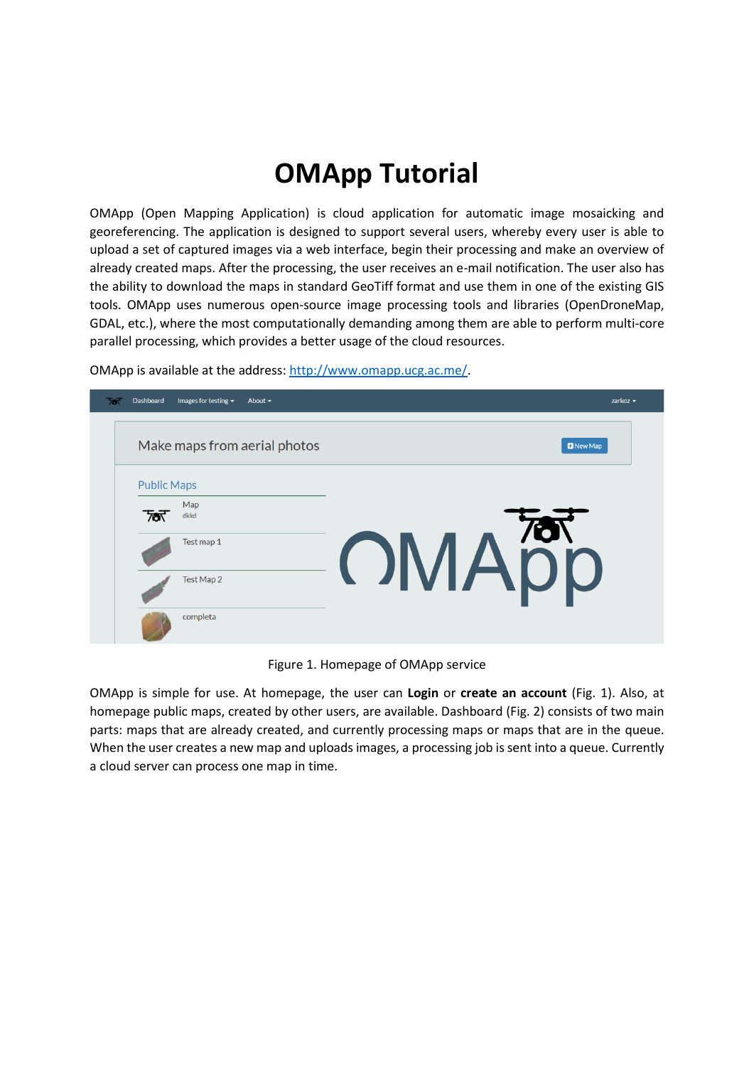# OMApp Tutorial

OMApp (Open Mapping Application) is cloud application for automatic image mosaicking and georeferencing. The application is designed to support several users, whereby every user is able to upload a set of captured images via a web interface, begin their processing and make an overview of already created maps. After the processing, the user receives an e-mail notification. The user also has the ability to download the maps in standard GeoTiff format and use them in one of the existing GIS tools. OMApp uses numerous open-source image processing tools and libraries (OpenDroneMap, GDAL, etc.), where the most computationally demanding among them are able to perform multi-core parallel processing, which provides a better usage of the cloud resources.

OMApp is available at the address: [http://www.omapp.ucg.ac.me/](http://www.omapp.ucg.ac.me/).

Figure 1. Homepage of OMApp service

OMApp is simple for use. At homepage, the user can **Login** or **create an account** (Fig. 1). Also, at homepage public maps, created by other users, are available. Dashboard (Fig. 2) consists of two main parts: maps that are already created, and currently processing maps or maps that are in the queue. When the user creates a new map and uploads images, a processing job is sent into a queue. Currently a cloud server can process one map in time.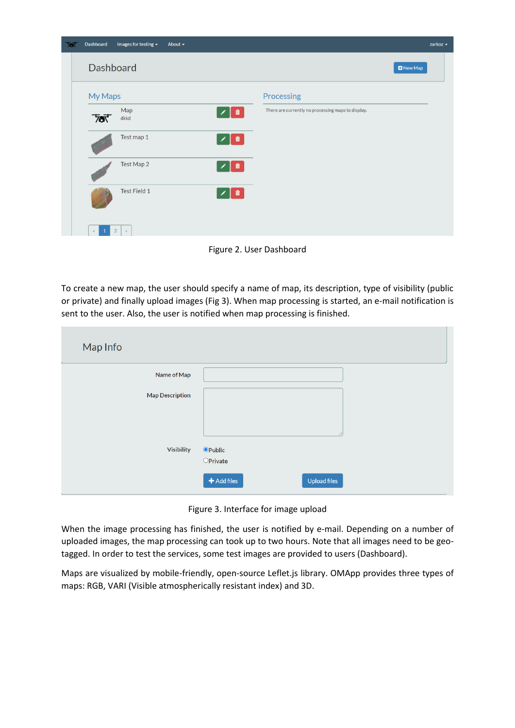Figure 2. User Dashboard

To create a new map, the user should specify a name of map, its description, type of visibility (public or private) and finally upload images (Fig 3). When map processing is started, an e-mail notification is sent to the user. Also, the user is notified when map processing is finished.

Figure 3. Interface for image upload

When the image processing has finished, the user is notified by e-mail. Depending on a number of uploaded images, the map processing can took up to two hours. Note that all images need to be geo-tagged. In order to test the services, some test images are provided to users (Dashboard).

Maps are visualized by mobile-friendly, open-source Leflet.js library. OMApp provides three types of maps: RGB, VARI (Visible atmospherically resistant index) and 3D.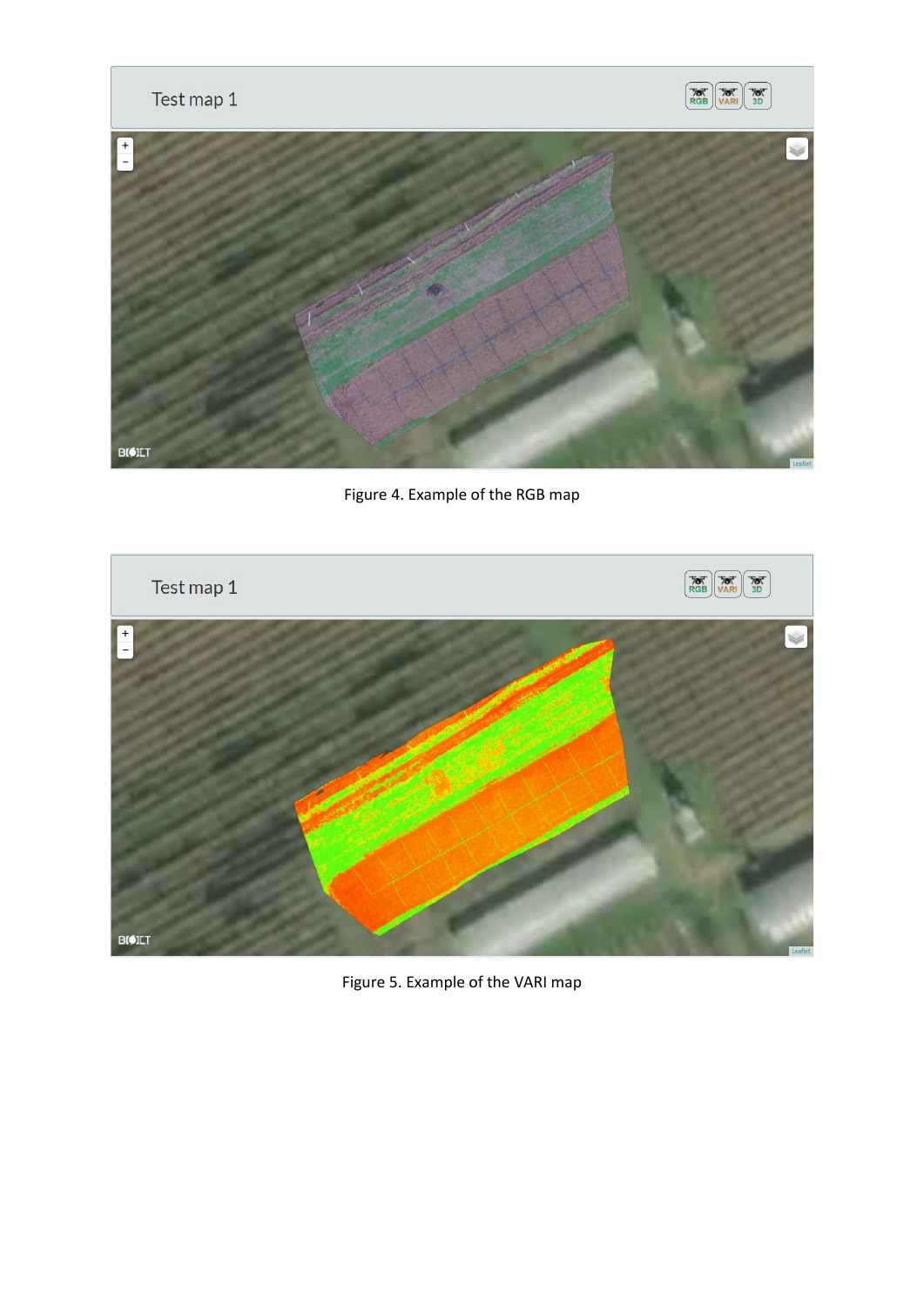Figure 4. Example of the RGB map

Figure 5. Example of the VARI map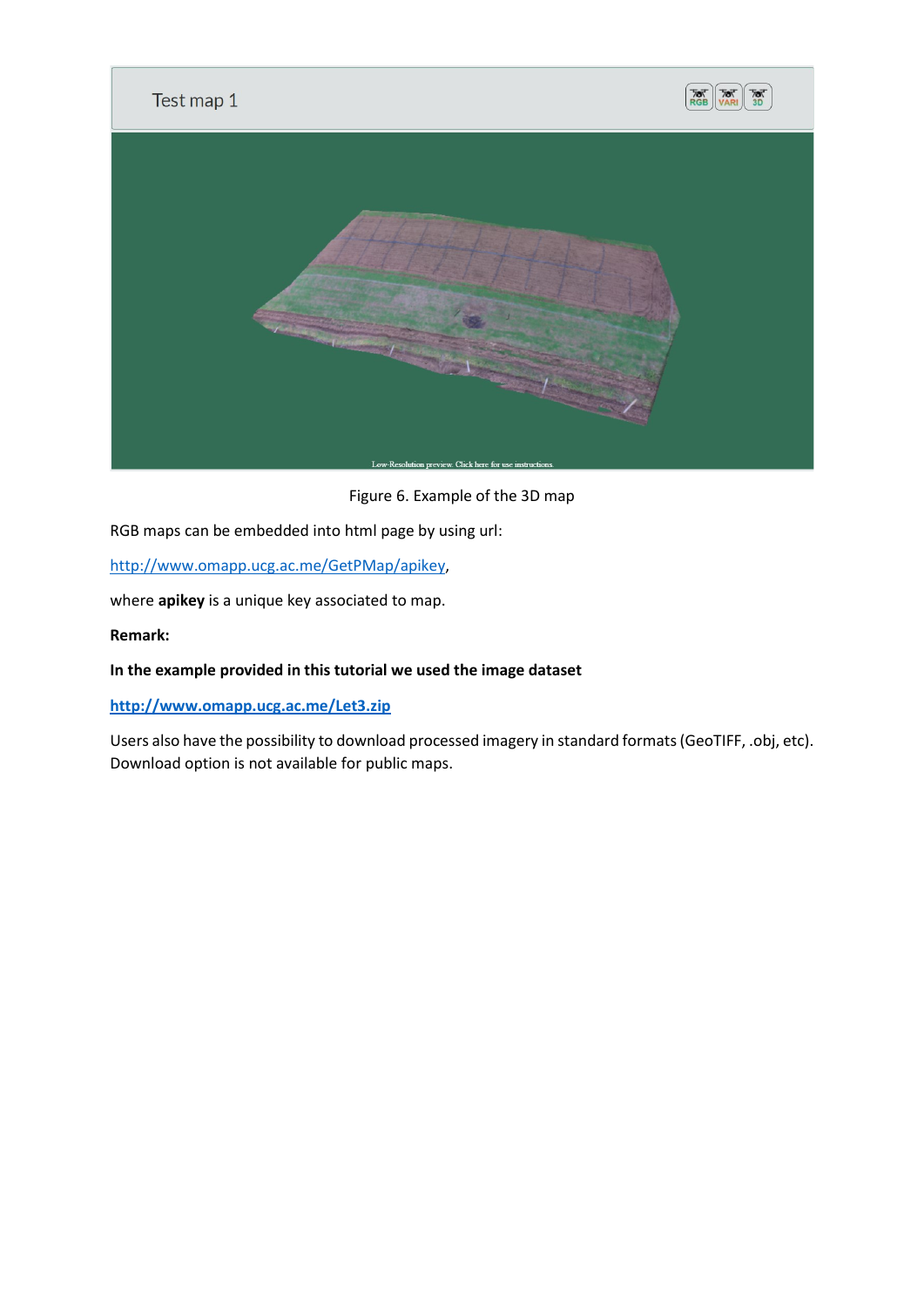Test map 1

RGB VARI 3D

Low-Resolution preview. Click here for use instructions.

Figure 6. Example of the 3D map

RGB maps can be embedded into html page by using url:

http://www.omapp.ucg.ac.me/GetPMap/apikey,

where **apikey** is a unique key associated to map.

**Remark:**

**In the example provided in this tutorial we used the image dataset**

**http://www.omapp.ucg.ac.me/Let3.zip**

Users also have the possibility to download processed imagery in standard formats (GeoTIFF, .obj, etc). Download option is not available for public maps.